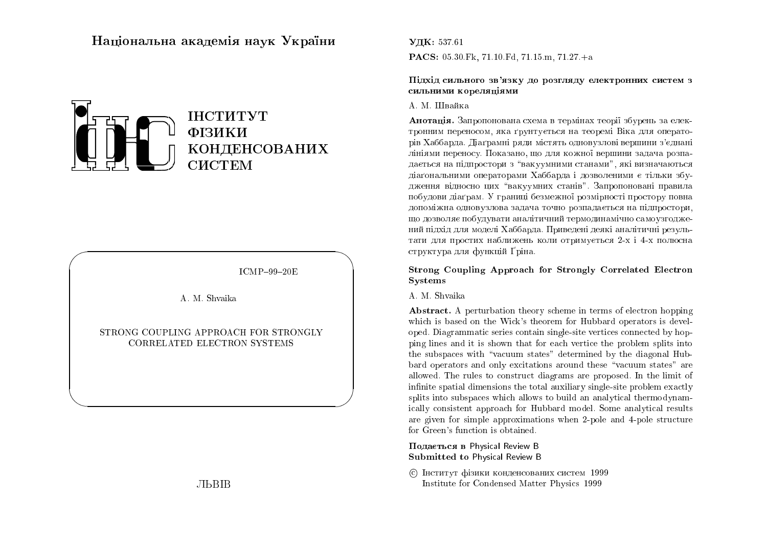Національна академія наук України

ІНСТИТУТ
ФІЗИКИ
КОНДЕНСОВАНИХ
СИСТЕМ

ICMP–99–20E

A. M. Shvaika

STRONG COUPLING APPROACH FOR STRONGLY CORRELATED ELECTRON SYSTEMS

ЛЬВІВ

**УДК:** 537.61

**PACS:** 05.30.Fk, 71.10.Fd, 71.15.m, 71.27.+a

**Підхід сильного зв'язку до розгляду електронних систем з сильними кореляціями**

А. М. Швайка

**Анотація.** Запропонована схема в термінах теорії збурень за електронним переносом, яка ґрунтується на теоремі Віка для операторів Хаббарда. Діаґрамні ряди містять одновузлові вершини з'єднані лініями переносу. Показано, що для кожної вершини задача розпадається на підпростори з "вакуумними станами", які визначаються діаґональними операторами Хаббарда і дозволеними є тільки збудження відносно цих "вакуумних станів". Запропоновані правила побудови діаґрам. У границі безмежної розмірності простору повна допоміжна одновузлова задача точно розпадається на підпростори, що дозволяє побудувати аналітичний термодинамічно самоузгоджений підхід для моделі Хаббарда. Приведені деякі аналітичні результати для простих наближень коли отримується 2-х і 4-х полюсна структура для функцій Ґріна.

**Strong Coupling Approach for Strongly Correlated Electron Systems**

A. M. Shvaika

**Abstract.** A perturbation theory scheme in terms of electron hopping which is based on the Wick's theorem for Hubbard operators is developed. Diagrammatic series contain single-site vertices connected by hopping lines and it is shown that for each vertice the problem splits into the subspaces with "vacuum states" determined by the diagonal Hubbard operators and only excitations around these "vacuum states" are allowed. The rules to construct diagrams are proposed. In the limit of infinite spatial dimensions the total auxiliary single-site problem exactly splits into subspaces which allows to build an analytical thermodynamically consistent approach for Hubbard model. Some analytical results are given for simple approximations when 2-pole and 4-pole structure for Green's function is obtained.

**Подається в** Physical Review B
**Submitted to** Physical Review B

© Інститут фізики конденсованих систем 1999
Institute for Condensed Matter Physics 1999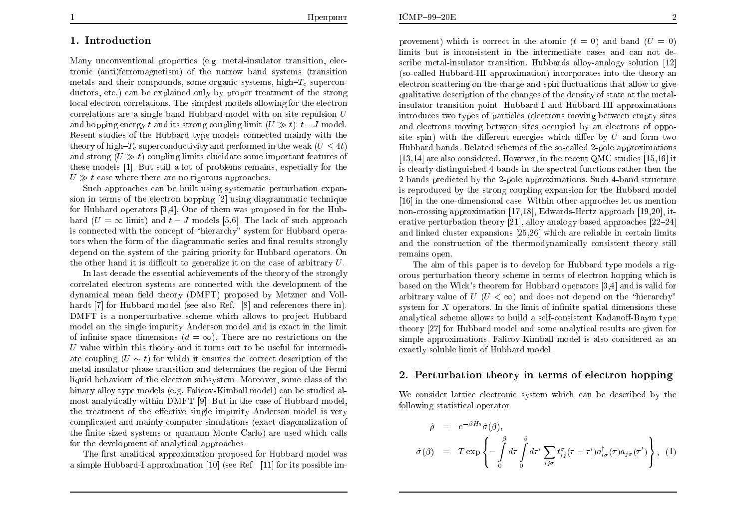## 1. Introduction

Many unconventional properties (e.g. metal-insulator transition, electronic (anti)ferromagnetism) of the narrow band systems (transition metals and their compounds, some organic systems, high–$T_c$ superconductors, etc.) can be explained only by proper treatment of the strong local electron correlations. The simplest models allowing for the electron correlations are a single-band Hubbard model with on-site repulsion $U$ and hopping energy $t$ and its strong coupling limit ($U \gg t$): $t-J$ model. Resent studies of the Hubbard type models connected mainly with the theory of high–$T_c$ superconductivity and performed in the weak ($U \leq 4t$) and strong ($U \gg t$) coupling limits elucidate some important features of these models [1]. But still a lot of problems remains, especially for the $U \gg t$ case where there are no rigorous approaches.

Such approaches can be built using systematic perturbation expansion in terms of the electron hopping [2] using diagrammatic technique for Hubbard operators [3,4]. One of them was proposed in for the Hubbard ($U = \infty$ limit) and $t-J$ models [5,6]. The lack of such approach is connected with the concept of "hierarchy" system for Hubbard operators when the form of the diagrammatic series and final results strongly depend on the system of the pairing priority for Hubbard operators. On the other hand it is difficult to generalize it on the case of arbitrary $U$.

In last decade the essential achievements of the theory of the strongly correlated electron systems are connected with the development of the dynamical mean field theory (DMFT) proposed by Metzner and Vollhardt [7] for Hubbard model (see also Ref. [8] and references there in). DMFT is a nonperturbative scheme which allows to project Hubbard model on the single impurity Anderson model and is exact in the limit of infinite space dimensions ($d = \infty$). There are no restrictions on the $U$ value within this theory and it turns out to be useful for intermediate coupling ($U \sim t$) for which it ensures the correct description of the metal-insulator phase transition and determines the region of the Fermi liquid behaviour of the electron subsystem. Moreover, some class of the binary alloy type models (e.g. Falicov-Kimball model) can be studied almost analytically within DMFT [9]. But in the case of Hubbard model, the treatment of the effective single impurity Anderson model is very complicated and mainly computer simulations (exact diagonalization of the finite sized systems or quantum Monte Carlo) are used which calls for the development of analytical approaches.

The first analitical approximation proposed for Hubbard model was a simple Hubbard-I approximation [10] (see Ref. [11] for its possible improvement) which is correct in the atomic ($t = 0$) and band ($U = 0$) limits but is inconsistent in the intermediate cases and can not describe metal-insulator transition. Hubbards alloy-analogy solution [12] (so-called Hubbard-III approximation) incorporates into the theory an electron scattering on the charge and spin fluctuations that allow to give qualitative description of the changes of the density of state at the metal-insulator transition point. Hubbard-I and Hubbard-III approximations introduces two types of particles (electrons moving between empty sites and electrons moving between sites occupied by an electrons of opposite spin) with the different energies which differ by $U$ and form two Hubbard bands. Related schemes of the so-called 2-pole approximations [13,14] are also considered. However, in the recent QMC studies [15,16] it is clearly distinguished 4 bands in the spectral functions rather then the 2 bands predicted by the 2-pole approximations. Such 4-band structure is reproduced by the strong coupling expansion for the Hubbard model [16] in the one-dimensional case. Within other approches let us mention non-crossing approximation [17,18], Edwards-Hertz approach [19,20], iterative perturbation theory [21], alloy analogy based approaches [22–24] and linked cluster expansions [25,26] which are reliable in certain limits and the construction of the thermodynamically consistent theory still remains open.

The aim of this paper is to develop for Hubbard type models a rigorous perturbation theory scheme in terms of electron hopping which is based on the Wick's theorem for Hubbard operators [3,4] and is valid for arbitrary value of $U$ ($U < \infty$) and does not depend on the "hierarchy" system for $X$ operators. In the limit of infinite spatial dimensions these analytical scheme allows to build a self-consistent Kadanoff-Baym type theory [27] for Hubbard model and some analytical results are given for simple approximations. Falicov-Kimball model is also considered as an exactly soluble limit of Hubbard model.

## 2. Perturbation theory in terms of electron hopping

We consider lattice electronic system which can be described by the following statistical operator

$$
\begin{aligned}
\hat{\rho} &= e^{-\beta \hat{H}_0} \hat{\sigma}(\beta), \\
\hat{\sigma}(\beta) &= T \exp\left\{ -\int_0^\beta d\tau \int_0^\beta d\tau' \sum_{ij\sigma} t_{ij}^{\sigma}(\tau-\tau') a_{i\sigma}^{\dagger}(\tau) a_{j\sigma}(\tau') \right\}, \quad (1)
\end{aligned}
$$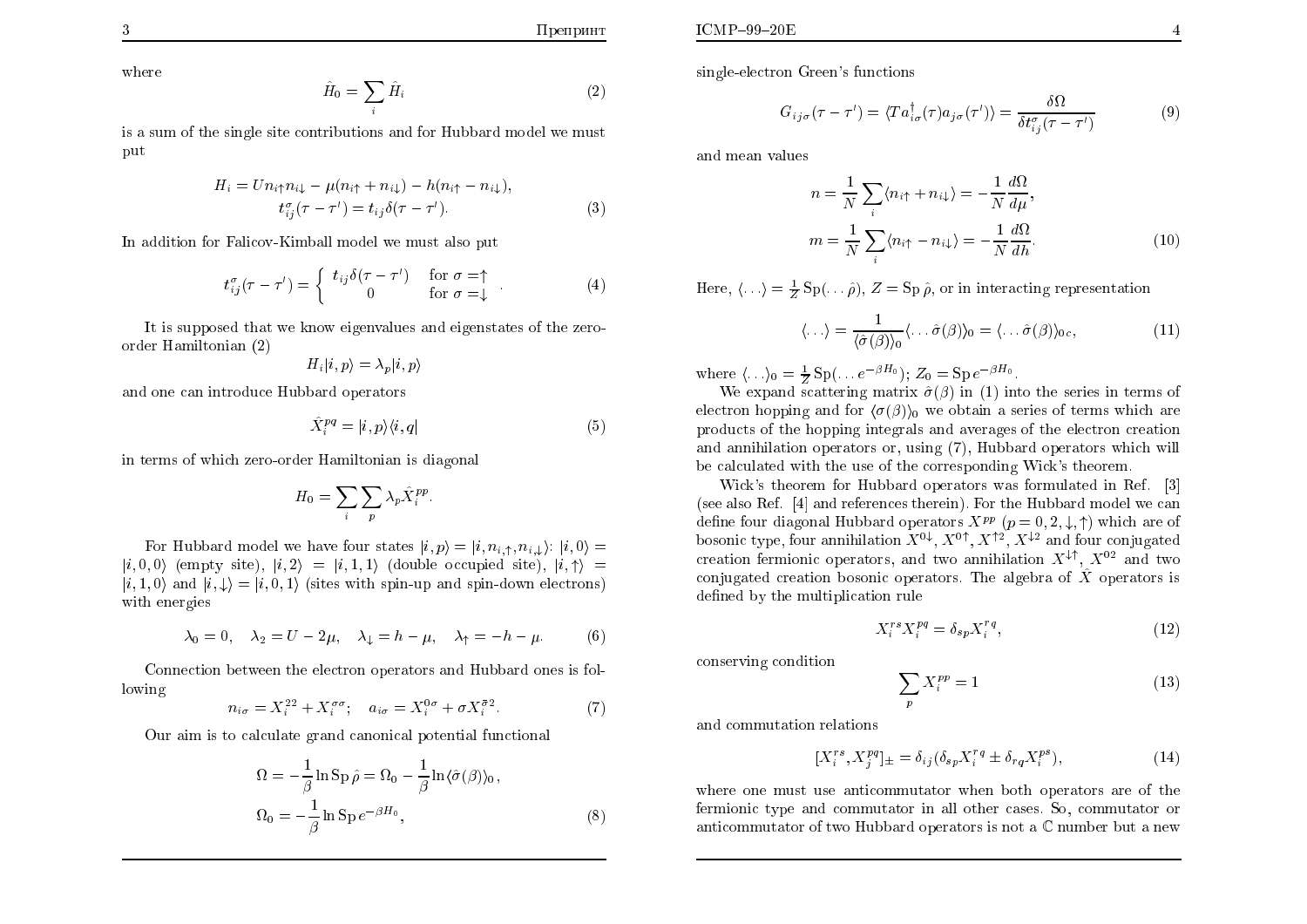where

$$\hat{H}_0 = \sum_i \hat{H}_i \tag{2}$$

is a sum of the single site contributions and for Hubbard model we must put

$$\begin{aligned} H_i = U n_{i\uparrow} n_{i\downarrow} - \mu(n_{i\uparrow} + n_{i\downarrow}) - h(n_{i\uparrow} - n_{i\downarrow}), \\ t^{\sigma}_{ij}(\tau - \tau') = t_{ij}\delta(\tau - \tau'). \end{aligned} \tag{3}$$

In addition for Falicov-Kimball model we must also put

$$t^{\sigma}_{ij}(\tau - \tau') = \begin{cases} t_{ij}\delta(\tau - \tau') & \text{for } \sigma = \uparrow \\ 0 & \text{for } \sigma = \downarrow \end{cases}. \tag{4}$$

It is supposed that we know eigenvalues and eigenstates of the zero-order Hamiltonian (2)

$$H_i |i, p\rangle = \lambda_p |i, p\rangle$$

and one can introduce Hubbard operators

$$\hat{X}^{pq}_i = |i, p\rangle\langle i, q| \tag{5}$$

in terms of which zero-order Hamiltonian is diagonal

$$H_0 = \sum_i \sum_p \lambda_p \hat{X}^{pp}_i.$$

For Hubbard model we have four states $|i,p\rangle = |i, n_{i,\uparrow}, n_{i,\downarrow}\rangle$: $|i,0\rangle = |i,0,0\rangle$ (empty site), $|i,2\rangle = |i,1,1\rangle$ (double occupied site), $|i,\uparrow\rangle = |i,1,0\rangle$ and $|i,\downarrow\rangle = |i,0,1\rangle$ (sites with spin-up and spin-down electrons) with energies

$$\lambda_0 = 0, \quad \lambda_2 = U - 2\mu, \quad \lambda_\downarrow = h - \mu, \quad \lambda_\uparrow = -h - \mu. \tag{6}$$

Connection between the electron operators and Hubbard ones is following

$$n_{i\sigma} = X^{22}_i + X^{\sigma\sigma}_i; \quad a_{i\sigma} = X^{0\sigma}_i + \sigma X^{\bar{\sigma}2}_i. \tag{7}$$

Our aim is to calculate grand canonical potential functional

$$\begin{aligned} \Omega &= -\frac{1}{\beta}\ln \operatorname{Sp}\hat{\rho} = \Omega_0 - \frac{1}{\beta}\ln\langle\hat{\sigma}(\beta)\rangle_0, \\ \Omega_0 &= -\frac{1}{\beta}\ln \operatorname{Sp} e^{-\beta H_0}, \end{aligned} \tag{8}$$

single-electron Green's functions

$$G_{ij\sigma}(\tau - \tau') = \langle T a^{\dagger}_{i\sigma}(\tau) a_{j\sigma}(\tau')\rangle = \frac{\delta\Omega}{\delta t^{\sigma}_{ij}(\tau - \tau')} \tag{9}$$

and mean values

$$\begin{aligned} n &= \frac{1}{N}\sum_i \langle n_{i\uparrow} + n_{i\downarrow}\rangle = -\frac{1}{N}\frac{d\Omega}{d\mu}, \\ m &= \frac{1}{N}\sum_i \langle n_{i\uparrow} - n_{i\downarrow}\rangle = -\frac{1}{N}\frac{d\Omega}{dh}. \end{aligned} \tag{10}$$

Here, $\langle\ldots\rangle = \frac{1}{Z}\operatorname{Sp}(\ldots\hat{\rho})$, $Z = \operatorname{Sp}\hat{\rho}$, or in interacting representation

$$\langle\ldots\rangle = \frac{1}{\langle\hat{\sigma}(\beta)\rangle_0}\langle\ldots\hat{\sigma}(\beta)\rangle_0 = \langle\ldots\hat{\sigma}(\beta)\rangle_{0c}, \tag{11}$$

where $\langle\ldots\rangle_0 = \frac{1}{Z}\operatorname{Sp}(\ldots e^{-\beta H_0})$; $Z_0 = \operatorname{Sp} e^{-\beta H_0}$.

We expand scattering matrix $\hat{\sigma}(\beta)$ in (1) into the series in terms of electron hopping and for $\langle\sigma(\beta)\rangle_0$ we obtain a series of terms which are products of the hopping integrals and averages of the electron creation and annihilation operators or, using (7), Hubbard operators which will be calculated with the use of the corresponding Wick's theorem.

Wick's theorem for Hubbard operators was formulated in Ref. [3] (see also Ref. [4] and references therein). For the Hubbard model we can define four diagonal Hubbard operators $X^{pp}$ ($p = 0, 2, \downarrow, \uparrow$) which are of bosonic type, four annihilation $X^{0\downarrow}$, $X^{0\uparrow}$, $X^{\uparrow 2}$, $X^{\downarrow 2}$ and four conjugated creation fermionic operators, and two annihilation $X^{\downarrow\uparrow}$, $X^{02}$ and two conjugated creation bosonic operators. The algebra of $\hat{X}$ operators is defined by the multiplication rule

$$X^{rs}_i X^{pq}_i = \delta_{sp} X^{rq}_i, \tag{12}$$

conserving condition

$$\sum_p X^{pp}_i = 1 \tag{13}$$

and commutation relations

$$[X^{rs}_i, X^{pq}_j]_{\pm} = \delta_{ij}(\delta_{sp}X^{rq}_i \pm \delta_{rq}X^{ps}_i), \tag{14}$$

where one must use anticommutator when both operators are of the fermionic type and commutator in all other cases. So, commutator or anticommutator of two Hubbard operators is not a $\mathbb{C}$ number but a new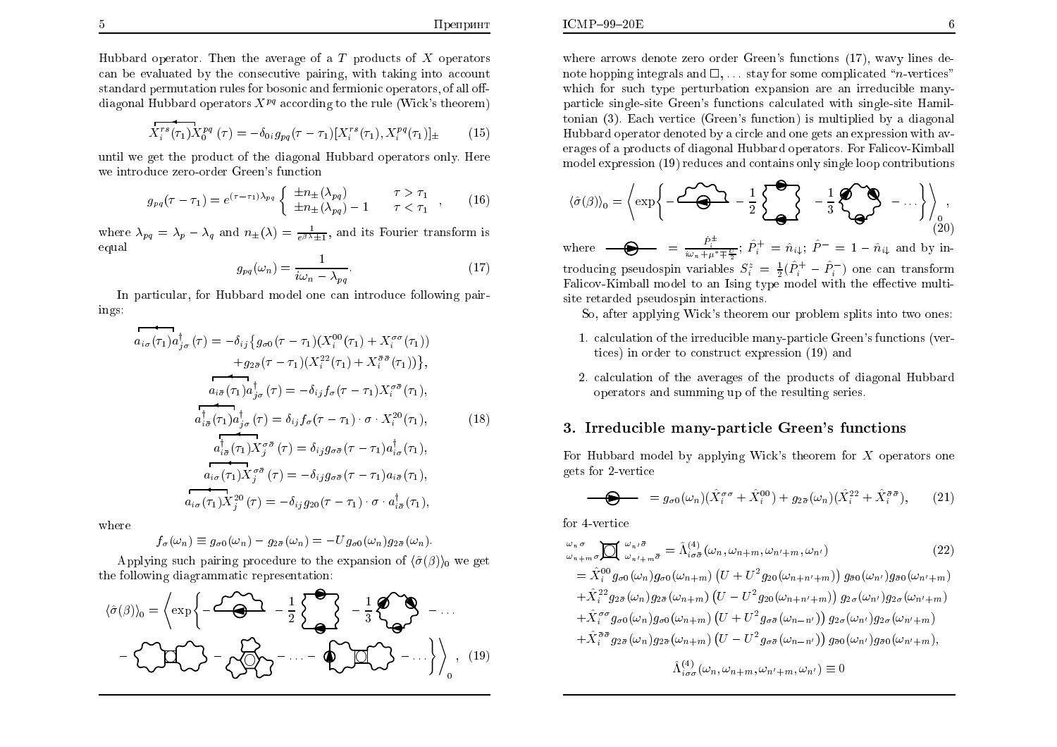Hubbard operator. Then the average of a $T$ products of $X$ operators can be evaluated by the consecutive pairing, with taking into account standard permutation rules for bosonic and fermionic operators, of all off-diagonal Hubbard operators $X^{pq}$ according to the rule (Wick's theorem)

$$\overbrace{X_i^{rs}(\tau_1)X_0^{pq}}(\tau) = -\delta_{0i}\, g_{pq}(\tau-\tau_1)[X_i^{rs}(\tau_1), X_i^{pq}(\tau_1)]_{\pm} \tag{15}$$

until we get the product of the diagonal Hubbard operators only. Here we introduce zero-order Green's function

$$g_{pq}(\tau-\tau_1) = e^{(\tau-\tau_1)\lambda_{pq}} \left\{ \begin{array}{ll} \pm n_{\pm}(\lambda_{pq}) & \tau > \tau_1 \\ \pm n_{\pm}(\lambda_{pq}) - 1 & \tau < \tau_1 \end{array} \right. , \tag{16}$$

where $\lambda_{pq} = \lambda_p - \lambda_q$ and $n_{\pm}(\lambda) = \frac{1}{e^{\beta\lambda}\pm 1}$, and its Fourier transform is equal

$$g_{pq}(\omega_n) = \frac{1}{i\omega_n - \lambda_{pq}}. \tag{17}$$

In particular, for Hubbard model one can introduce following pairings:

$$\begin{aligned}
\overbrace{a_{i\sigma}(\tau_1)a_{j\sigma}^{\dagger}}(\tau) &= -\delta_{ij}\{g_{\sigma 0}(\tau-\tau_1)(X_i^{00}(\tau_1) + X_i^{\sigma\sigma}(\tau_1)) \\
&\quad + g_{2\bar\sigma}(\tau-\tau_1)(X_i^{22}(\tau_1) + X_i^{\bar\sigma\bar\sigma}(\tau_1))\}, \\
\overbrace{a_{i\bar\sigma}(\tau_1)a_{j\sigma}^{\dagger}}(\tau) &= -\delta_{ij} f_{\sigma}(\tau-\tau_1) X_i^{\sigma\bar\sigma}(\tau_1), \\
\overbrace{a_{i\bar\sigma}^{\dagger}(\tau_1)a_{j\sigma}^{\dagger}}(\tau) &= \delta_{ij} f_{\sigma}(\tau-\tau_1)\cdot\sigma\cdot X_i^{20}(\tau_1), \\
\overbrace{a_{i\bar\sigma}^{\dagger}(\tau_1)X_j^{\sigma\bar\sigma}}(\tau) &= \delta_{ij}\, g_{\sigma\bar\sigma}(\tau-\tau_1) a_{i\sigma}^{\dagger}(\tau_1), \\
\overbrace{a_{i\sigma}(\tau_1)X_j^{\sigma\bar\sigma}}(\tau) &= -\delta_{ij}\, g_{\sigma\bar\sigma}(\tau-\tau_1) a_{i\bar\sigma}(\tau_1), \\
\overbrace{a_{i\sigma}(\tau_1)X_j^{20}}(\tau) &= -\delta_{ij}\, g_{20}(\tau-\tau_1)\cdot\sigma\cdot a_{i\bar\sigma}^{\dagger}(\tau_1),
\end{aligned} \tag{18}$$

where

$$f_{\sigma}(\omega_n) \equiv g_{\sigma 0}(\omega_n) - g_{2\bar\sigma}(\omega_n) = -U g_{\sigma 0}(\omega_n) g_{2\bar\sigma}(\omega_n).$$

Applying such pairing procedure to the expansion of $\langle\hat\sigma(\beta)\rangle_0$ we get the following diagrammatic representation:

$$\langle\hat\sigma(\beta)\rangle_0 = \left\langle \exp\left\{ - [\text{diagram}] - \frac{1}{2}[\text{diagram}] - \frac{1}{3}[\text{diagram}] - \ldots - [\text{diagram}] - [\text{diagram}] - \ldots - [\text{diagram}] - \ldots \right\} \right\rangle_0, \tag{19}$$

where arrows denote zero order Green's functions (17), wavy lines denote hopping integrals and $\Box, \ldots$ stay for some complicated "$n$-vertices" which for such type perturbation expansion are an irreducible many-particle single-site Green's functions calculated with single-site Hamiltonian (3). Each vertice (Green's function) is multiplied by a diagonal Hubbard operator denoted by a circle and one gets an expression with averages of a products of diagonal Hubbard operators. For Falicov-Kimball model expression (19) reduces and contains only single loop contributions

$$\langle\hat\sigma(\beta)\rangle_0 = \left\langle \exp\left\{ - [\text{diagram}] - \frac{1}{2}[\text{diagram}] - \frac{1}{3}[\text{diagram}] - \ldots \right\} \right\rangle_0, \tag{20}$$

where $[\text{diagram}] = \frac{\hat P_i^{\pm}}{i\omega_n + \mu^* \mp \frac{U}{2}}$; $\hat P_i^{+} = \hat n_{i\downarrow}$; $\hat P^{-} = 1 - \hat n_{i\downarrow}$ and by introducing pseudospin variables $S_i^z = \frac{1}{2}(\hat P_i^{+} - \hat P_i^{-})$ one can transform Falicov-Kimball model to an Ising type model with the effective multi-site retarded pseudospin interactions.

So, after applying Wick's theorem our problem splits into two ones:

1. calculation of the irreducible many-particle Green's functions (vertices) in order to construct expression (19) and
2. calculation of the averages of the products of diagonal Hubbard operators and summing up of the resulting series.

## 3. Irreducible many-particle Green's functions

For Hubbard model by applying Wick's theorem for $X$ operators one gets for 2-vertice

$$[\text{diagram}] = g_{\sigma 0}(\omega_n)(\hat X_i^{\sigma\sigma} + \hat X_i^{00}) + g_{2\bar\sigma}(\omega_n)(\hat X_i^{22} + \hat X_i^{\bar\sigma\bar\sigma}), \tag{21}$$

for 4-vertice

$$\begin{aligned}
{}^{\omega_n\sigma}_{\omega_{n+m}\sigma}\Box^{\omega_{n'}\bar\sigma}_{\omega_{n'+m}\bar\sigma} &= \hat\Lambda_{i\sigma\bar\sigma}^{(4)}(\omega_n, \omega_{n+m}, \omega_{n'+m}, \omega_{n'}) \\
&= \hat X_i^{00} g_{\sigma 0}(\omega_n) g_{\sigma 0}(\omega_{n+m}) \left(U + U^2 g_{20}(\omega_{n+n'+m})\right) g_{\bar\sigma 0}(\omega_{n'}) g_{\bar\sigma 0}(\omega_{n'+m}) \\
&+ \hat X_i^{22} g_{2\bar\sigma}(\omega_n) g_{2\bar\sigma}(\omega_{n+m}) \left(U - U^2 g_{20}(\omega_{n+n'+m})\right) g_{2\sigma}(\omega_{n'}) g_{2\sigma}(\omega_{n'+m}) \\
&+ \hat X_i^{\sigma\sigma} g_{\sigma 0}(\omega_n) g_{\sigma 0}(\omega_{n+m}) \left(U + U^2 g_{\sigma\bar\sigma}(\omega_{n-n'})\right) g_{2\sigma}(\omega_{n'}) g_{2\sigma}(\omega_{n'+m}) \\
&+ \hat X_i^{\bar\sigma\bar\sigma} g_{2\bar\sigma}(\omega_n) g_{2\bar\sigma}(\omega_{n+m}) \left(U - U^2 g_{\sigma\bar\sigma}(\omega_{n-n'})\right) g_{\bar\sigma 0}(\omega_{n'}) g_{\bar\sigma 0}(\omega_{n'+m}),
\end{aligned} \tag{22}$$

$$\hat\Lambda_{i\sigma\sigma}^{(4)}(\omega_n, \omega_{n+m}, \omega_{n'+m}, \omega_{n'}) \equiv 0$$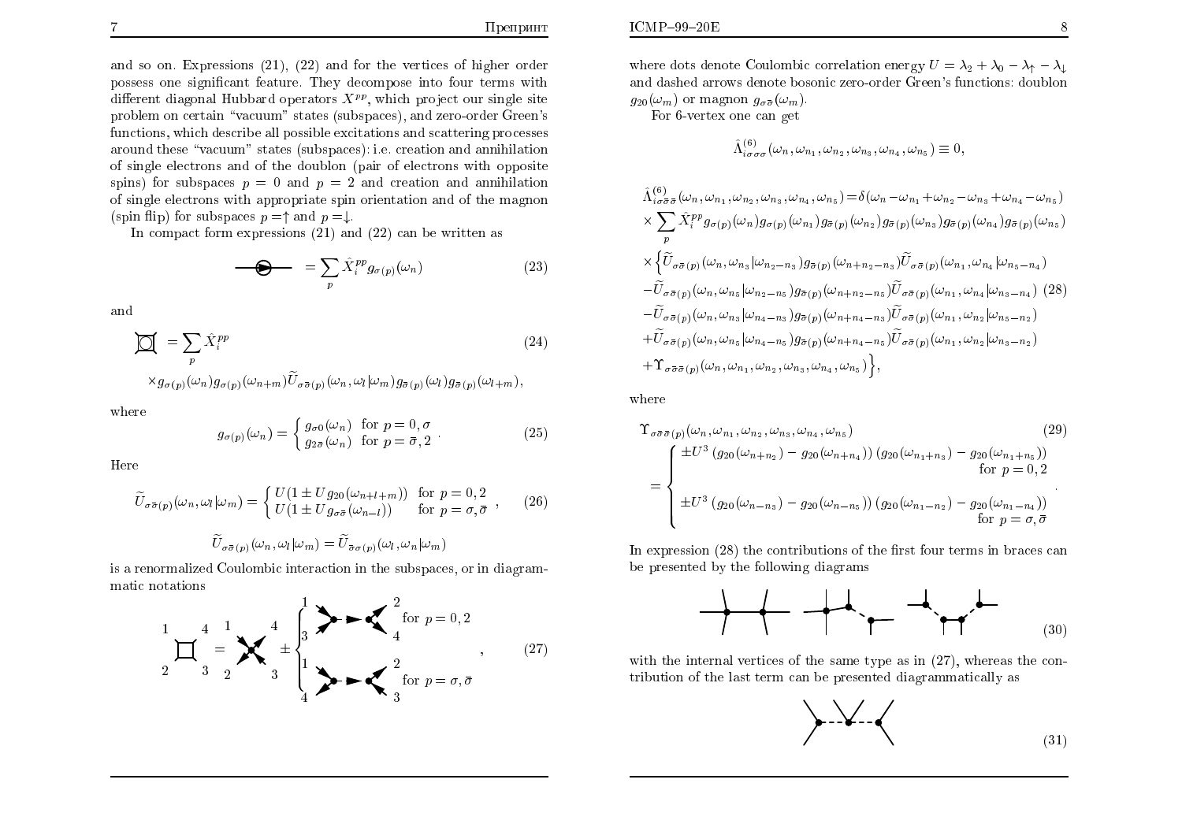and so on. Expressions (21), (22) and for the vertices of higher order possess one significant feature. They decompose into four terms with different diagonal Hubbard operators $X^{pp}$, which project our single site problem on certain "vacuum" states (subspaces), and zero-order Green's functions, which describe all possible excitations and scattering processes around these "vacuum" states (subspaces): i.e. creation and annihilation of single electrons and of the doublon (pair of electrons with opposite spins) for subspaces $p=0$ and $p=2$ and creation and annihilation of single electrons with appropriate spin orientation and of the magnon (spin flip) for subspaces $p=\uparrow$ and $p=\downarrow$.

In compact form expressions (21) and (22) can be written as

$$\text{(diagram)} = \sum_p \hat{X}_i^{pp} g_{\sigma(p)}(\omega_n) \tag{23}$$

and

$$\text{(diagram)} = \sum_p \hat{X}_i^{pp} \tag{24}$$
$$\times g_{\sigma(p)}(\omega_n) g_{\sigma(p)}(\omega_{n+m}) \widetilde{U}_{\sigma\bar{\sigma}(p)}(\omega_n,\omega_l|\omega_m) g_{\bar{\sigma}(p)}(\omega_l) g_{\bar{\sigma}(p)}(\omega_{l+m}),$$

where

$$g_{\sigma(p)}(\omega_n) = \begin{cases} g_{\sigma 0}(\omega_n) & \text{for } p=0,\sigma \\ g_{2\bar{\sigma}}(\omega_n) & \text{for } p=\bar{\sigma},2 \end{cases}. \tag{25}$$

Here

$$\widetilde{U}_{\sigma\bar{\sigma}(p)}(\omega_n,\omega_l|\omega_m) = \begin{cases} U(1 \pm U g_{20}(\omega_{n+l+m})) & \text{for } p=0,2 \\ U(1 \pm U g_{\sigma\bar{\sigma}}(\omega_{n-l})) & \text{for } p=\sigma,\bar{\sigma} \end{cases}, \tag{26}$$

$$\widetilde{U}_{\sigma\bar{\sigma}(p)}(\omega_n,\omega_l|\omega_m) = \widetilde{U}_{\bar{\sigma}\sigma(p)}(\omega_l,\omega_n|\omega_m)$$

is a renormalized Coulombic interaction in the subspaces, or in diagrammatic notations

$$\text{(diagram)} \tag{27}$$

where dots denote Coulombic correlation energy $U=\lambda_2+\lambda_0-\lambda_\uparrow-\lambda_\downarrow$ and dashed arrows denote bosonic zero-order Green's functions: doublon $g_{20}(\omega_m)$ or magnon $g_{\sigma\bar{\sigma}}(\omega_m)$.

For 6-vertex one can get

$$\hat{\Lambda}^{(6)}_{i\sigma\sigma\sigma}(\omega_n,\omega_{n_1},\omega_{n_2},\omega_{n_3},\omega_{n_4},\omega_{n_5}) \equiv 0,$$

$$\begin{aligned}
&\hat{\Lambda}^{(6)}_{i\sigma\bar{\sigma}\bar{\sigma}}(\omega_n,\omega_{n_1},\omega_{n_2},\omega_{n_3},\omega_{n_4},\omega_{n_5}) = \delta(\omega_n-\omega_{n_1}+\omega_{n_2}-\omega_{n_3}+\omega_{n_4}-\omega_{n_5}) \\
&\times \sum_p \hat{X}_i^{pp} g_{\sigma(p)}(\omega_n) g_{\sigma(p)}(\omega_{n_1}) g_{\bar{\sigma}(p)}(\omega_{n_2}) g_{\bar{\sigma}(p)}(\omega_{n_3}) g_{\bar{\sigma}(p)}(\omega_{n_4}) g_{\bar{\sigma}(p)}(\omega_{n_5}) \\
&\times \Big\{ \widetilde{U}_{\sigma\bar{\sigma}(p)}(\omega_n,\omega_{n_3}|\omega_{n_2-n_3}) g_{\bar{\sigma}(p)}(\omega_{n+n_2-n_3}) \widetilde{U}_{\sigma\bar{\sigma}(p)}(\omega_{n_1},\omega_{n_4}|\omega_{n_5-n_4}) \\
&- \widetilde{U}_{\sigma\bar{\sigma}(p)}(\omega_n,\omega_{n_5}|\omega_{n_2-n_5}) g_{\bar{\sigma}(p)}(\omega_{n+n_2-n_5}) \widetilde{U}_{\sigma\bar{\sigma}(p)}(\omega_{n_1},\omega_{n_4}|\omega_{n_3-n_4}) \\
&- \widetilde{U}_{\sigma\bar{\sigma}(p)}(\omega_n,\omega_{n_3}|\omega_{n_4-n_3}) g_{\bar{\sigma}(p)}(\omega_{n+n_4-n_3}) \widetilde{U}_{\sigma\bar{\sigma}(p)}(\omega_{n_1},\omega_{n_2}|\omega_{n_5-n_2}) \\
&+ \widetilde{U}_{\sigma\bar{\sigma}(p)}(\omega_n,\omega_{n_5}|\omega_{n_4-n_5}) g_{\bar{\sigma}(p)}(\omega_{n+n_4-n_5}) \widetilde{U}_{\sigma\bar{\sigma}(p)}(\omega_{n_1},\omega_{n_2}|\omega_{n_3-n_2}) \\
&+ \Upsilon_{\sigma\bar{\sigma}\bar{\sigma}(p)}(\omega_n,\omega_{n_1},\omega_{n_2},\omega_{n_3},\omega_{n_4},\omega_{n_5}) \Big\},
\end{aligned} \tag{28}$$

where

$$\begin{aligned}
&\Upsilon_{\sigma\bar{\sigma}\bar{\sigma}(p)}(\omega_n,\omega_{n_1},\omega_{n_2},\omega_{n_3},\omega_{n_4},\omega_{n_5}) \\
&= \begin{cases} \pm U^3 \left(g_{20}(\omega_{n+n_2}) - g_{20}(\omega_{n+n_4})\right)\left(g_{20}(\omega_{n_1+n_3}) - g_{20}(\omega_{n_1+n_5})\right) & \text{for } p=0,2 \\ \pm U^3 \left(g_{20}(\omega_{n-n_3}) - g_{20}(\omega_{n-n_5})\right)\left(g_{20}(\omega_{n_1-n_2}) - g_{20}(\omega_{n_1-n_4})\right) & \text{for } p=\sigma,\bar{\sigma} \end{cases}.
\end{aligned} \tag{29}$$

In expression (28) the contributions of the first four terms in braces can be presented by the following diagrams

$$\text{(diagrams)} \tag{30}$$

with the internal vertices of the same type as in (27), whereas the contribution of the last term can be presented diagrammatically as

$$\text{(diagram)} \tag{31}$$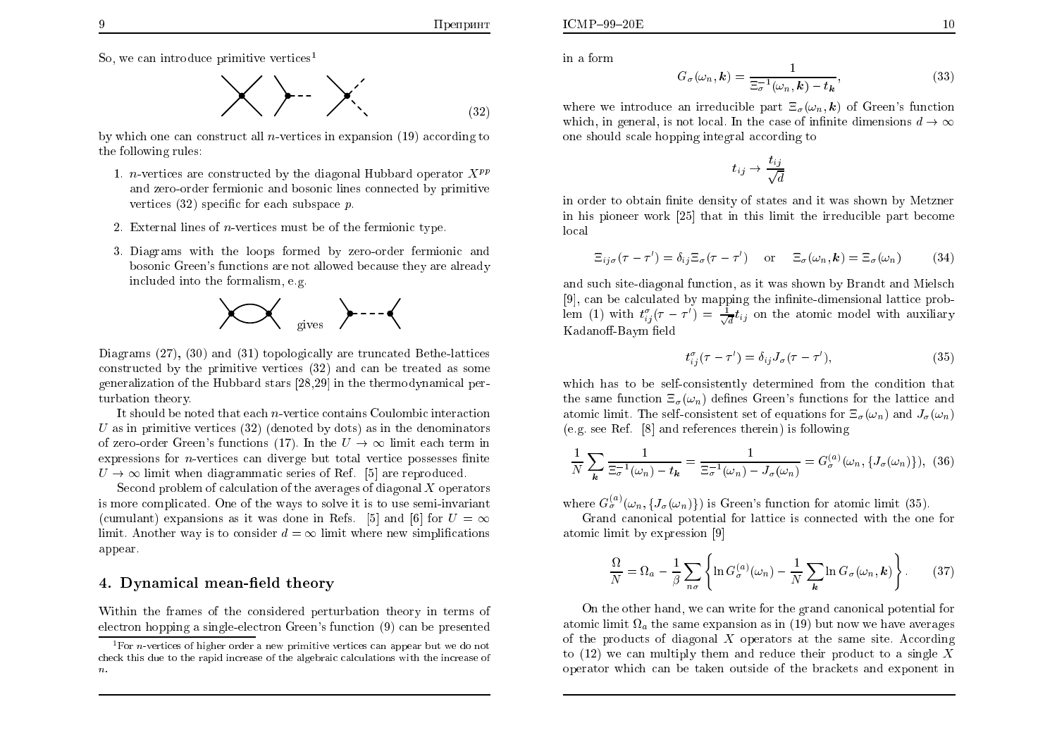So, we can introduce primitive vertices[1]

$$(32)$$

by which one can construct all $n$-vertices in expansion (19) according to the following rules:

1. $n$-vertices are constructed by the diagonal Hubbard operator $X^{pp}$ and zero-order fermionic and bosonic lines connected by primitive vertices (32) specific for each subspace $p$.
2. External lines of $n$-vertices must be of the fermionic type.
3. Diagrams with the loops formed by zero-order fermionic and bosonic Green's functions are not allowed because they are already included into the formalism, e.g.

gives

Diagrams (27), (30) and (31) topologically are truncated Bethe-lattices constructed by the primitive vertices (32) and can be treated as some generalization of the Hubbard stars [28,29] in the thermodynamical perturbation theory.

It should be noted that each $n$-vertice contains Coulombic interaction $U$ as in primitive vertices (32) (denoted by dots) as in the denominators of zero-order Green's functions (17). In the $U \to \infty$ limit each term in expressions for $n$-vertices can diverge but total vertice possesses finite $U \to \infty$ limit when diagrammatic series of Ref. [5] are reproduced.

Second problem of calculation of the averages of diagonal $X$ operators is more complicated. One of the ways to solve it is to use semi-invariant (cumulant) expansions as it was done in Refs. [5] and [6] for $U = \infty$ limit. Another way is to consider $d = \infty$ limit where new simplifications appear.

## 4. Dynamical mean-field theory

Within the frames of the considered perturbation theory in terms of electron hopping a single-electron Green's function (9) can be presented in a form

$$G_\sigma(\omega_n, \boldsymbol{k}) = \frac{1}{\Xi_\sigma^{-1}(\omega_n, \boldsymbol{k}) - t_{\boldsymbol{k}}}, \tag{33}$$

where we introduce an irreducible part $\Xi_\sigma(\omega_n, \boldsymbol{k})$ of Green's function which, in general, is not local. In the case of infinite dimensions $d \to \infty$ one should scale hopping integral according to

$$t_{ij} \to \frac{t_{ij}}{\sqrt{d}}$$

in order to obtain finite density of states and it was shown by Metzner in his pioneer work [25] that in this limit the irreducible part become local

$$\Xi_{ij\sigma}(\tau - \tau') = \delta_{ij}\Xi_\sigma(\tau - \tau') \quad \text{or} \quad \Xi_\sigma(\omega_n, \boldsymbol{k}) = \Xi_\sigma(\omega_n) \tag{34}$$

and such site-diagonal function, as it was shown by Brandt and Mielsch [9], can be calculated by mapping the infinite-dimensional lattice problem (1) with $t_{ij}^\sigma(\tau - \tau') = \frac{1}{\sqrt{d}} t_{ij}$ on the atomic model with auxiliary Kadanoff-Baym field

$$t_{ij}^\sigma(\tau - \tau') = \delta_{ij} J_\sigma(\tau - \tau'), \tag{35}$$

which has to be self-consistently determined from the condition that the same function $\Xi_\sigma(\omega_n)$ defines Green's functions for the lattice and atomic limit. The self-consistent set of equations for $\Xi_\sigma(\omega_n)$ and $J_\sigma(\omega_n)$ (e.g. see Ref. [8] and references therein) is following

$$\frac{1}{N}\sum_{\boldsymbol{k}} \frac{1}{\Xi_\sigma^{-1}(\omega_n) - t_{\boldsymbol{k}}} = \frac{1}{\Xi_\sigma^{-1}(\omega_n) - J_\sigma(\omega_n)} = G_\sigma^{(a)}(\omega_n, \{J_\sigma(\omega_n)\}), \tag{36}$$

where $G_\sigma^{(a)}(\omega_n, \{J_\sigma(\omega_n)\})$ is Green's function for atomic limit (35).

Grand canonical potential for lattice is connected with the one for atomic limit by expression [9]

$$\frac{\Omega}{N} = \Omega_a - \frac{1}{\beta}\sum_{n\sigma}\left\{\ln G_\sigma^{(a)}(\omega_n) - \frac{1}{N}\sum_{\boldsymbol{k}} \ln G_\sigma(\omega_n, \boldsymbol{k})\right\}. \tag{37}$$

On the other hand, we can write for the grand canonical potential for atomic limit $\Omega_a$ the same expansion as in (19) but now we have averages of the products of diagonal $X$ operators at the same site. According to (12) we can multiply them and reduce their product to a single $X$ operator which can be taken outside of the brackets and exponent in

[1] For $n$-vertices of higher order a new primitive vertices can appear but we do not check this due to the rapid increase of the algebraic calculations with the increase of $n$.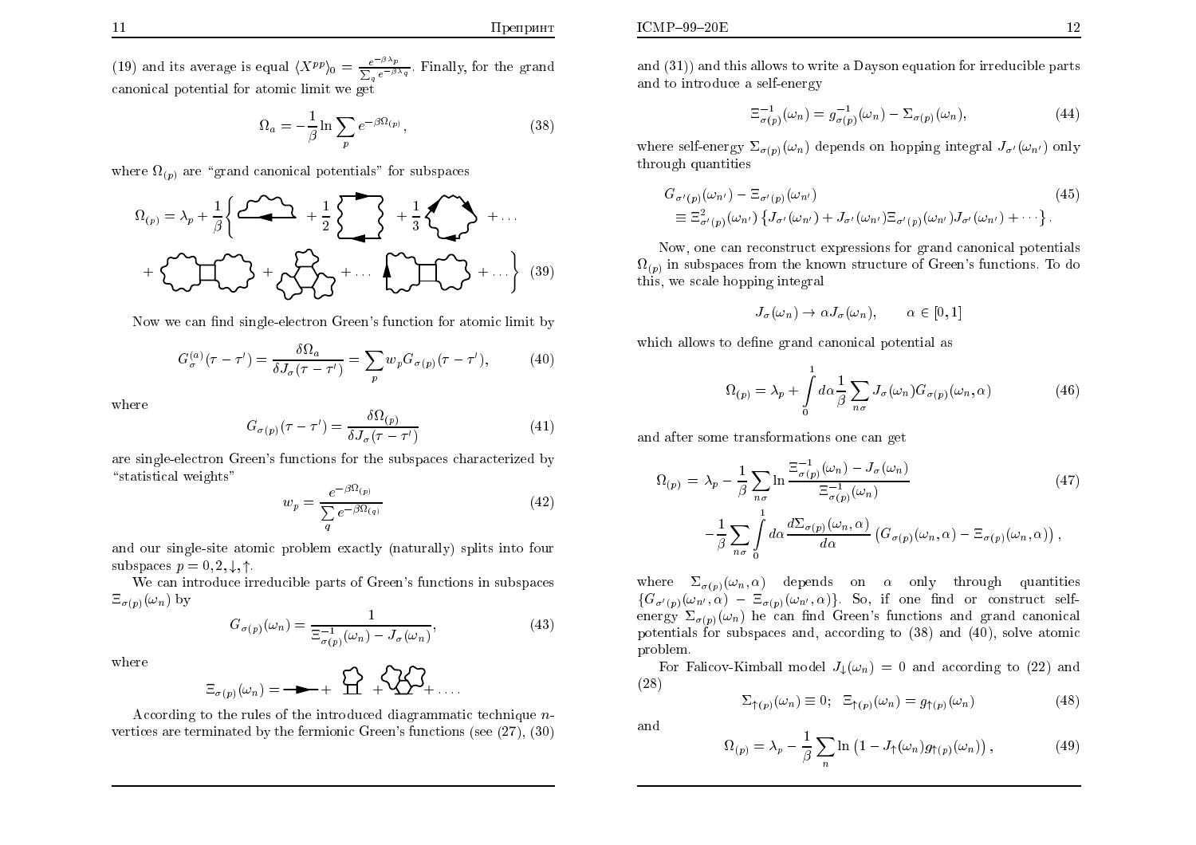(19) and its average is equal $\langle X^{pp}\rangle_0 = \frac{e^{-\beta\lambda_p}}{\sum_q e^{-\beta\lambda_q}}$. Finally, for the grand canonical potential for atomic limit we get

$$\Omega_a = -\frac{1}{\beta}\ln\sum_p e^{-\beta\Omega_{(p)}}, \tag{38}$$

where $\Omega_{(p)}$ are "grand canonical potentials" for subspaces

$$\Omega_{(p)} = \lambda_p + \frac{1}{\beta}\Big\{ \quad + \frac{1}{2} \quad + \frac{1}{3} \quad + \ldots$$
$$+ \quad + \quad + \ldots \quad + \ldots \Big\} \tag{39}$$

Now we can find single-electron Green's function for atomic limit by

$$G_\sigma^{(a)}(\tau-\tau') = \frac{\delta\Omega_a}{\delta J_\sigma(\tau-\tau')} = \sum_p w_p G_{\sigma(p)}(\tau-\tau'), \tag{40}$$

where

$$G_{\sigma(p)}(\tau-\tau') = \frac{\delta\Omega_{(p)}}{\delta J_\sigma(\tau-\tau')} \tag{41}$$

are single-electron Green's functions for the subspaces characterized by "statistical weights"

$$w_p = \frac{e^{-\beta\Omega_{(p)}}}{\sum_q e^{-\beta\Omega_{(q)}}} \tag{42}$$

and our single-site atomic problem exactly (naturally) splits into four subspaces $p = 0, 2, \downarrow, \uparrow$.

We can introduce irreducible parts of Green's functions in subspaces $\Xi_{\sigma(p)}(\omega_n)$ by

$$G_{\sigma(p)}(\omega_n) = \frac{1}{\Xi^{-1}_{\sigma(p)}(\omega_n) - J_\sigma(\omega_n)}, \tag{43}$$

where

$$\Xi_{\sigma(p)}(\omega_n) = \quad + \quad + \quad + \ldots.$$

According to the rules of the introduced diagrammatic technique $n$-vertices are terminated by the fermionic Green's functions (see (27), (30) and (31)) and this allows to write a Dayson equation for irreducible parts and to introduce a self-energy

$$\Xi^{-1}_{\sigma(p)}(\omega_n) = g^{-1}_{\sigma(p)}(\omega_n) - \Sigma_{\sigma(p)}(\omega_n), \tag{44}$$

where self-energy $\Sigma_{\sigma(p)}(\omega_n)$ depends on hopping integral $J_{\sigma'}(\omega_{n'})$ only through quantities

$$\begin{aligned} &G_{\sigma'(p)}(\omega_{n'}) - \Xi_{\sigma'(p)}(\omega_{n'}) \\ &\quad\equiv \Xi^2_{\sigma'(p)}(\omega_{n'})\left\{J_{\sigma'}(\omega_{n'}) + J_{\sigma'}(\omega_{n'})\Xi_{\sigma'(p)}(\omega_{n'})J_{\sigma'}(\omega_{n'}) + \cdots\right\}. \end{aligned} \tag{45}$$

Now, one can reconstruct expressions for grand canonical potentials $\Omega_{(p)}$ in subspaces from the known structure of Green's functions. To do this, we scale hopping integral

$$J_\sigma(\omega_n) \to \alpha J_\sigma(\omega_n), \qquad \alpha \in [0,1]$$

which allows to define grand canonical potential as

$$\Omega_{(p)} = \lambda_p + \int_0^1 d\alpha \frac{1}{\beta}\sum_{n\sigma} J_\sigma(\omega_n) G_{\sigma(p)}(\omega_n, \alpha) \tag{46}$$

and after some transformations one can get

$$\begin{aligned} \Omega_{(p)} = {} & \lambda_p - \frac{1}{\beta}\sum_{n\sigma}\ln\frac{\Xi^{-1}_{\sigma(p)}(\omega_n) - J_\sigma(\omega_n)}{\Xi^{-1}_{\sigma(p)}(\omega_n)} \\ & -\frac{1}{\beta}\sum_{n\sigma}\int_0^1 d\alpha \frac{d\Sigma_{\sigma(p)}(\omega_n,\alpha)}{d\alpha}\left(G_{\sigma(p)}(\omega_n,\alpha) - \Xi_{\sigma(p)}(\omega_n,\alpha)\right), \end{aligned} \tag{47}$$

where $\Sigma_{\sigma(p)}(\omega_n, \alpha)$ depends on $\alpha$ only through quantities $\{G_{\sigma'(p)}(\omega_{n'}, \alpha) - \Xi_{\sigma(p)}(\omega_{n'}, \alpha)\}$. So, if one find or construct self-energy $\Sigma_{\sigma(p)}(\omega_n)$ he can find Green's functions and grand canonical potentials for subspaces and, according to (38) and (40), solve atomic problem.

For Falicov-Kimball model $J_\downarrow(\omega_n) = 0$ and according to (22) and (28)

$$\Sigma_{\uparrow(p)}(\omega_n) \equiv 0; \quad \Xi_{\uparrow(p)}(\omega_n) = g_{\uparrow(p)}(\omega_n) \tag{48}$$

and

$$\Omega_{(p)} = \lambda_p - \frac{1}{\beta}\sum_n \ln\left(1 - J_\uparrow(\omega_n) g_{\uparrow(p)}(\omega_n)\right), \tag{49}$$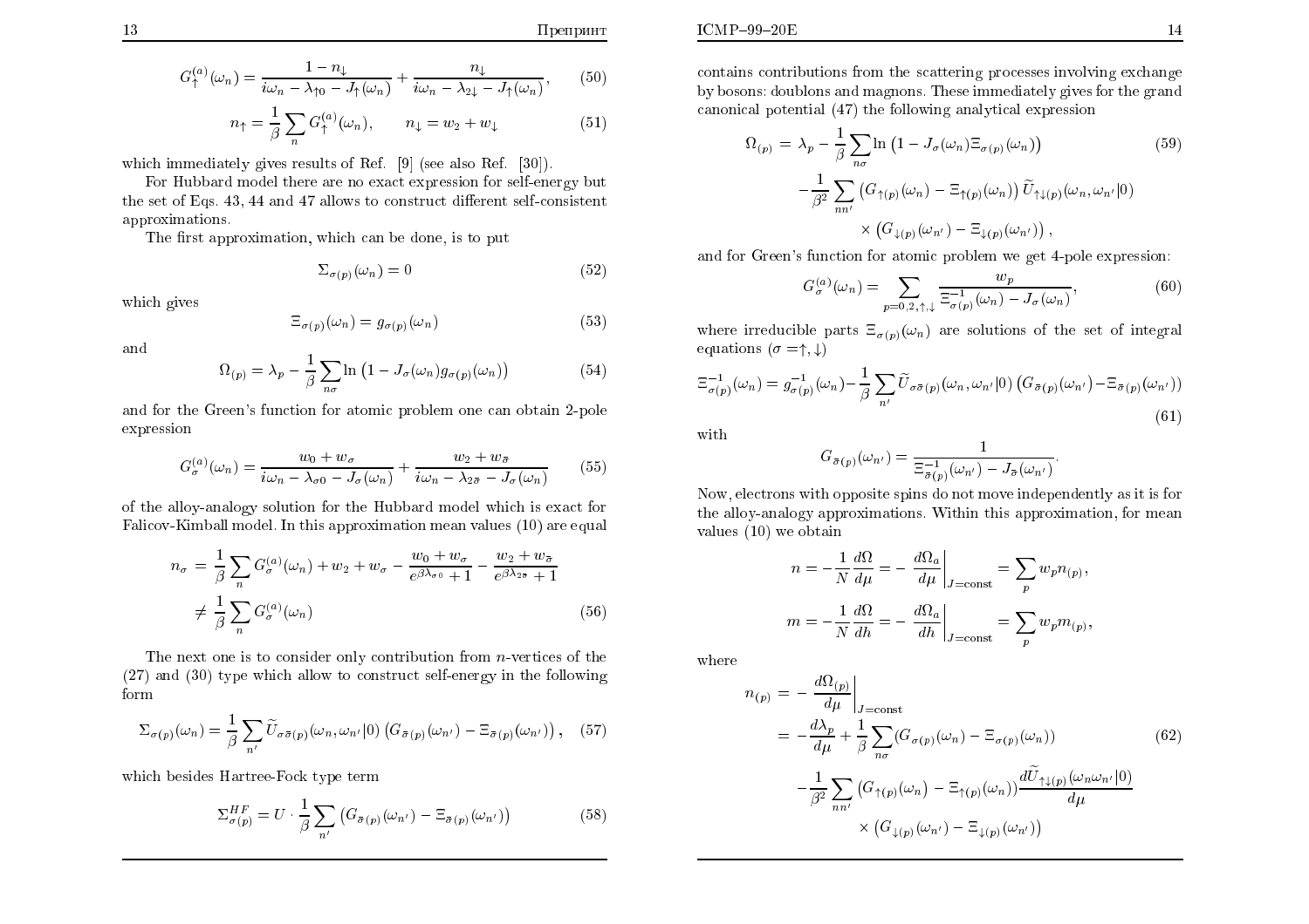$$G_{\uparrow}^{(a)}(\omega_n) = \frac{1-n_{\downarrow}}{i\omega_n - \lambda_{\uparrow 0} - J_{\uparrow}(\omega_n)} + \frac{n_{\downarrow}}{i\omega_n - \lambda_{2\downarrow} - J_{\uparrow}(\omega_n)}, \tag{50}$$

$$n_{\uparrow} = \frac{1}{\beta}\sum_n G_{\uparrow}^{(a)}(\omega_n), \qquad n_{\downarrow} = w_2 + w_{\downarrow} \tag{51}$$

which immediately gives results of Ref. [9] (see also Ref. [30]).

For Hubbard model there are no exact expression for self-energy but the set of Eqs. 43, 44 and 47 allows to construct different self-consistent approximations.

The first approximation, which can be done, is to put

$$\Sigma_{\sigma(p)}(\omega_n) = 0 \tag{52}$$

which gives

$$\Xi_{\sigma(p)}(\omega_n) = g_{\sigma(p)}(\omega_n) \tag{53}$$

and

$$\Omega_{(p)} = \lambda_p - \frac{1}{\beta}\sum_{n\sigma} \ln\left(1 - J_{\sigma}(\omega_n) g_{\sigma(p)}(\omega_n)\right) \tag{54}$$

and for the Green's function for atomic problem one can obtain 2-pole expression

$$G_{\sigma}^{(a)}(\omega_n) = \frac{w_0 + w_{\sigma}}{i\omega_n - \lambda_{\sigma 0} - J_{\sigma}(\omega_n)} + \frac{w_2 + w_{\bar{\sigma}}}{i\omega_n - \lambda_{2\bar{\sigma}} - J_{\sigma}(\omega_n)} \tag{55}$$

of the alloy-analogy solution for the Hubbard model which is exact for Falicov-Kimball model. In this approximation mean values (10) are equal

$$\begin{aligned} n_{\sigma} &= \frac{1}{\beta}\sum_n G_{\sigma}^{(a)}(\omega_n) + w_2 + w_{\sigma} - \frac{w_0 + w_{\sigma}}{e^{\beta\lambda_{\sigma 0}} + 1} - \frac{w_2 + w_{\bar{\sigma}}}{e^{\beta\lambda_{2\bar{\sigma}}} + 1} \\ &\neq \frac{1}{\beta}\sum_n G_{\sigma}^{(a)}(\omega_n) \end{aligned} \tag{56}$$

The next one is to consider only contribution from $n$-vertices of the (27) and (30) type which allow to construct self-energy in the following form

$$\Sigma_{\sigma(p)}(\omega_n) = \frac{1}{\beta}\sum_{n'} \widetilde{U}_{\sigma\bar{\sigma}(p)}(\omega_n, \omega_{n'}|0)\left(G_{\bar{\sigma}(p)}(\omega_{n'}) - \Xi_{\bar{\sigma}(p)}(\omega_{n'})\right), \tag{57}$$

which besides Hartree-Fock type term

$$\Sigma_{\sigma(p)}^{HF} = U \cdot \frac{1}{\beta}\sum_{n'}\left(G_{\bar{\sigma}(p)}(\omega_{n'}) - \Xi_{\bar{\sigma}(p)}(\omega_{n'})\right) \tag{58}$$

contains contributions from the scattering processes involving exchange by bosons: doublons and magnons. These immediately gives for the grand canonical potential (47) the following analytical expression

$$\begin{aligned} \Omega_{(p)} = {} & \lambda_p - \frac{1}{\beta}\sum_{n\sigma} \ln\left(1 - J_{\sigma}(\omega_n)\Xi_{\sigma(p)}(\omega_n)\right) \\ & - \frac{1}{\beta^2}\sum_{nn'}\left(G_{\uparrow(p)}(\omega_n) - \Xi_{\uparrow(p)}(\omega_n)\right)\widetilde{U}_{\uparrow\downarrow(p)}(\omega_n, \omega_{n'}|0) \\ & \times \left(G_{\downarrow(p)}(\omega_{n'}) - \Xi_{\downarrow(p)}(\omega_{n'})\right), \end{aligned} \tag{59}$$

and for Green's function for atomic problem we get 4-pole expression:

$$G_{\sigma}^{(a)}(\omega_n) = \sum_{p=0,2,\uparrow,\downarrow} \frac{w_p}{\Xi_{\sigma(p)}^{-1}(\omega_n) - J_{\sigma}(\omega_n)}, \tag{60}$$

where irreducible parts $\Xi_{\sigma(p)}(\omega_n)$ are solutions of the set of integral equations ($\sigma = \uparrow, \downarrow$)

$$\Xi_{\sigma(p)}^{-1}(\omega_n) = g_{\sigma(p)}^{-1}(\omega_n) - \frac{1}{\beta}\sum_{n'} \widetilde{U}_{\sigma\bar{\sigma}(p)}(\omega_n, \omega_{n'}|0)\left(G_{\bar{\sigma}(p)}(\omega_{n'}) - \Xi_{\bar{\sigma}(p)}(\omega_{n'})\right) \tag{61}$$

with

$$G_{\bar{\sigma}(p)}(\omega_{n'}) = \frac{1}{\Xi_{\bar{\sigma}(p)}^{-1}(\omega_{n'}) - J_{\bar{\sigma}}(\omega_{n'})}.$$

Now, electrons with opposite spins do not move independently as it is for the alloy-analogy approximations. Within this approximation, for mean values (10) we obtain

$$n = -\frac{1}{N}\frac{d\Omega}{d\mu} = -\left.\frac{d\Omega_a}{d\mu}\right|_{J=\text{const}} = \sum_p w_p n_{(p)},$$

$$m = -\frac{1}{N}\frac{d\Omega}{dh} = -\left.\frac{d\Omega_a}{dh}\right|_{J=\text{const}} = \sum_p w_p m_{(p)},$$

where

$$\begin{aligned} n_{(p)} &= -\left.\frac{d\Omega_{(p)}}{d\mu}\right|_{J=\text{const}} \\ &= -\frac{d\lambda_p}{d\mu} + \frac{1}{\beta}\sum_{n\sigma}\left(G_{\sigma(p)}(\omega_n) - \Xi_{\sigma(p)}(\omega_n)\right) \\ &\quad - \frac{1}{\beta^2}\sum_{nn'}\left(G_{\uparrow(p)}(\omega_n) - \Xi_{\uparrow(p)}(\omega_n)\right)\frac{d\widetilde{U}_{\uparrow\downarrow(p)}(\omega_n\omega_{n'}|0)}{d\mu} \\ &\quad \times \left(G_{\downarrow(p)}(\omega_{n'}) - \Xi_{\downarrow(p)}(\omega_{n'})\right) \end{aligned} \tag{62}$$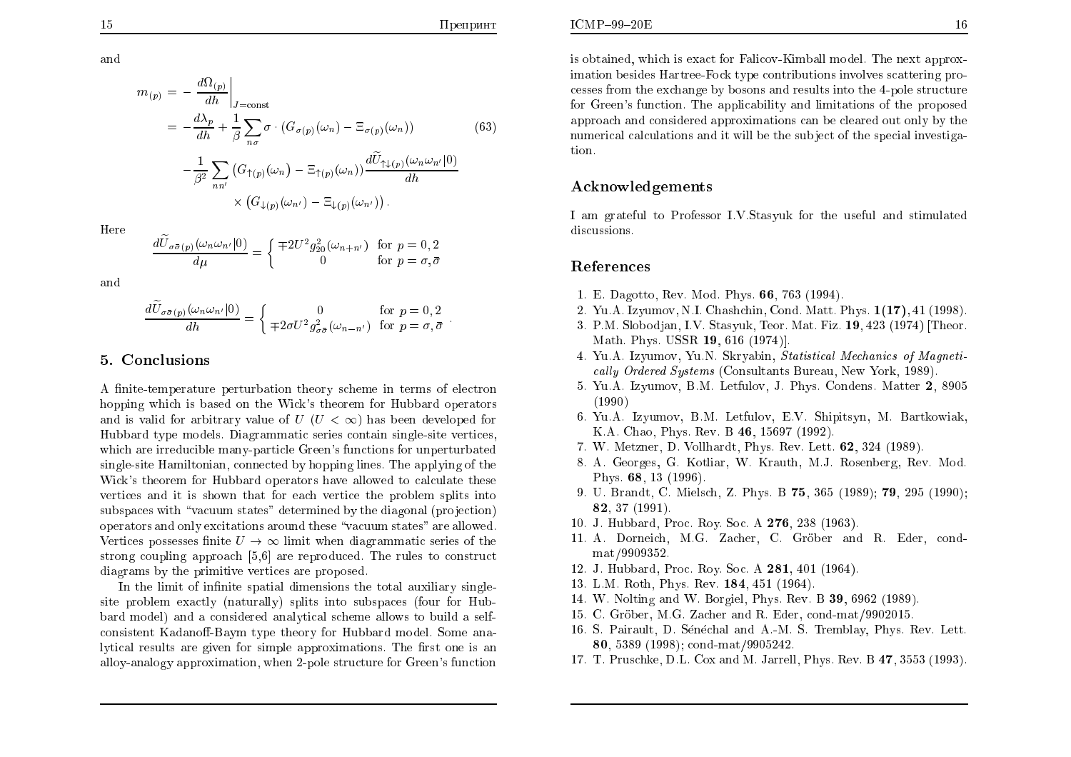and

$$
\begin{aligned}
m_{(p)} &= -\left.\frac{d\Omega_{(p)}}{dh}\right|_{J=\mathrm{const}} \\
&= -\frac{d\lambda_p}{dh} + \frac{1}{\beta}\sum_{n\sigma} \sigma \cdot \left(G_{\sigma(p)}(\omega_n) - \Xi_{\sigma(p)}(\omega_n)\right) \qquad (63) \\
&\quad -\frac{1}{\beta^2}\sum_{nn'} \left(G_{\uparrow(p)}(\omega_n) - \Xi_{\uparrow(p)}(\omega_n)\right) \frac{d\widetilde{U}_{\uparrow\downarrow(p)}(\omega_n\omega_{n'}|0)}{dh} \\
&\qquad \times \left(G_{\downarrow(p)}(\omega_{n'}) - \Xi_{\downarrow(p)}(\omega_{n'})\right).
\end{aligned}
$$

Here

$$
\frac{d\widetilde{U}_{\sigma\bar{\sigma}(p)}(\omega_n\omega_{n'}|0)}{d\mu} = \begin{cases} \mp 2U^2 g_{20}^2(\omega_{n+n'}) & \text{for } p = 0,2 \\ 0 & \text{for } p = \sigma, \bar{\sigma} \end{cases}
$$

and

$$
\frac{d\widetilde{U}_{\sigma\bar{\sigma}(p)}(\omega_n\omega_{n'}|0)}{dh} = \begin{cases} 0 & \text{for } p = 0,2 \\ \mp 2\sigma U^2 g_{\sigma\bar{\sigma}}^2(\omega_{n-n'}) & \text{for } p = \sigma, \bar{\sigma} \end{cases}.
$$

## 5. Conclusions

A finite-temperature perturbation theory scheme in terms of electron hopping which is based on the Wick's theorem for Hubbard operators and is valid for arbitrary value of $U$ ($U < \infty$) has been developed for Hubbard type models. Diagrammatic series contain single-site vertices, which are irreducible many-particle Green's functions for unperturbated single-site Hamiltonian, connected by hopping lines. The applying of the Wick's theorem for Hubbard operators have allowed to calculate these vertices and it is shown that for each vertice the problem splits into subspaces with "vacuum states" determined by the diagonal (projection) operators and only excitations around these "vacuum states" are allowed. Vertices possesses finite $U \to \infty$ limit when diagrammatic series of the strong coupling approach [5,6] are reproduced. The rules to construct diagrams by the primitive vertices are proposed.

In the limit of infinite spatial dimensions the total auxiliary single-site problem exactly (naturally) splits into subspaces (four for Hubbard model) and a considered analytical scheme allows to build a self-consistent Kadanoff-Baym type theory for Hubbard model. Some analytical results are given for simple approximations. The first one is an alloy-analogy approximation, when 2-pole structure for Green's function is obtained, which is exact for Falicov-Kimball model. The next approximation besides Hartree-Fock type contributions involves scattering processes from the exchange by bosons and results into the 4-pole structure for Green's function. The applicability and limitations of the proposed approach and considered approximations can be cleared out only by the numerical calculations and it will be the subject of the special investigation.

## Acknowledgements

I am grateful to Professor I.V.Stasyuk for the useful and stimulated discussions.

## References

1. E. Dagotto, Rev. Mod. Phys. **66**, 763 (1994).
2. Yu.A. Izyumov, N.I. Chashchin, Cond. Matt. Phys. **1(17)**, 41 (1998).
3. P.M. Slobodjan, I.V. Stasyuk, Teor. Mat. Fiz. **19**, 423 (1974) [Theor. Math. Phys. USSR **19**, 616 (1974)].
4. Yu.A. Izyumov, Yu.N. Skryabin, *Statistical Mechanics of Magnetically Ordered Systems* (Consultants Bureau, New York, 1989).
5. Yu.A. Izyumov, B.M. Letfulov, J. Phys. Condens. Matter **2**, 8905 (1990)
6. Yu.A. Izyumov, B.M. Letfulov, E.V. Shipitsyn, M. Bartkowiak, K.A. Chao, Phys. Rev. B **46**, 15697 (1992).
7. W. Metzner, D. Vollhardt, Phys. Rev. Lett. **62**, 324 (1989).
8. A. Georges, G. Kotliar, W. Krauth, M.J. Rosenberg, Rev. Mod. Phys. **68**, 13 (1996).
9. U. Brandt, C. Mielsch, Z. Phys. B **75**, 365 (1989); **79**, 295 (1990); **82**, 37 (1991).
10. J. Hubbard, Proc. Roy. Soc. A **276**, 238 (1963).
11. A. Dorneich, M.G. Zacher, C. Gröber and R. Eder, cond-mat/9909352.
12. J. Hubbard, Proc. Roy. Soc. A **281**, 401 (1964).
13. L.M. Roth, Phys. Rev. **184**, 451 (1964).
14. W. Nolting and W. Borgiel, Phys. Rev. B **39**, 6962 (1989).
15. C. Gröber, M.G. Zacher and R. Eder, cond-mat/9902015.
16. S. Pairault, D. Sénéchal and A.-M. S. Tremblay, Phys. Rev. Lett. **80**, 5389 (1998); cond-mat/9905242.
17. T. Pruschke, D.L. Cox and M. Jarrell, Phys. Rev. B **47**, 3553 (1993).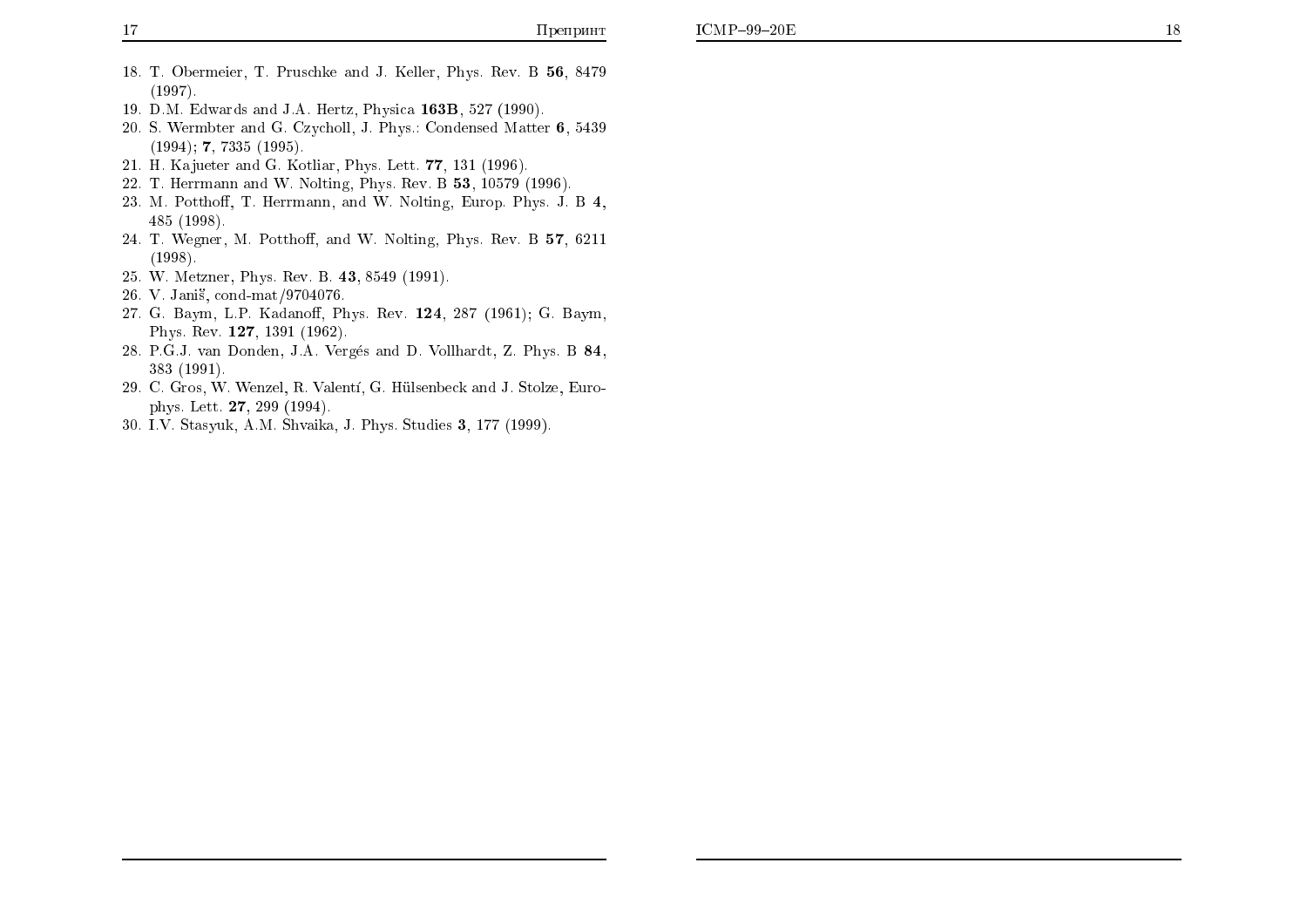18. T. Obermeier, T. Pruschke and J. Keller, Phys. Rev. B **56**, 8479 (1997).
19. D.M. Edwards and J.A. Hertz, Physica **163B**, 527 (1990).
20. S. Wermbter and G. Czycholl, J. Phys.: Condensed Matter **6**, 5439 (1994); **7**, 7335 (1995).
21. H. Kajueter and G. Kotliar, Phys. Lett. **77**, 131 (1996).
22. T. Herrmann and W. Nolting, Phys. Rev. B **53**, 10579 (1996).
23. M. Potthoff, T. Herrmann, and W. Nolting, Europ. Phys. J. B **4**, 485 (1998).
24. T. Wegner, M. Potthoff, and W. Nolting, Phys. Rev. B **57**, 6211 (1998).
25. W. Metzner, Phys. Rev. B. **43**, 8549 (1991).
26. V. Janiš, cond-mat/9704076.
27. G. Baym, L.P. Kadanoff, Phys. Rev. **124**, 287 (1961); G. Baym, Phys. Rev. **127**, 1391 (1962).
28. P.G.J. van Donden, J.A. Vergés and D. Vollhardt, Z. Phys. B **84**, 383 (1991).
29. C. Gros, W. Wenzel, R. Valentí, G. Hülsenbeck and J. Stolze, Europhys. Lett. **27**, 299 (1994).
30. I.V. Stasyuk, A.M. Shvaika, J. Phys. Studies **3**, 177 (1999).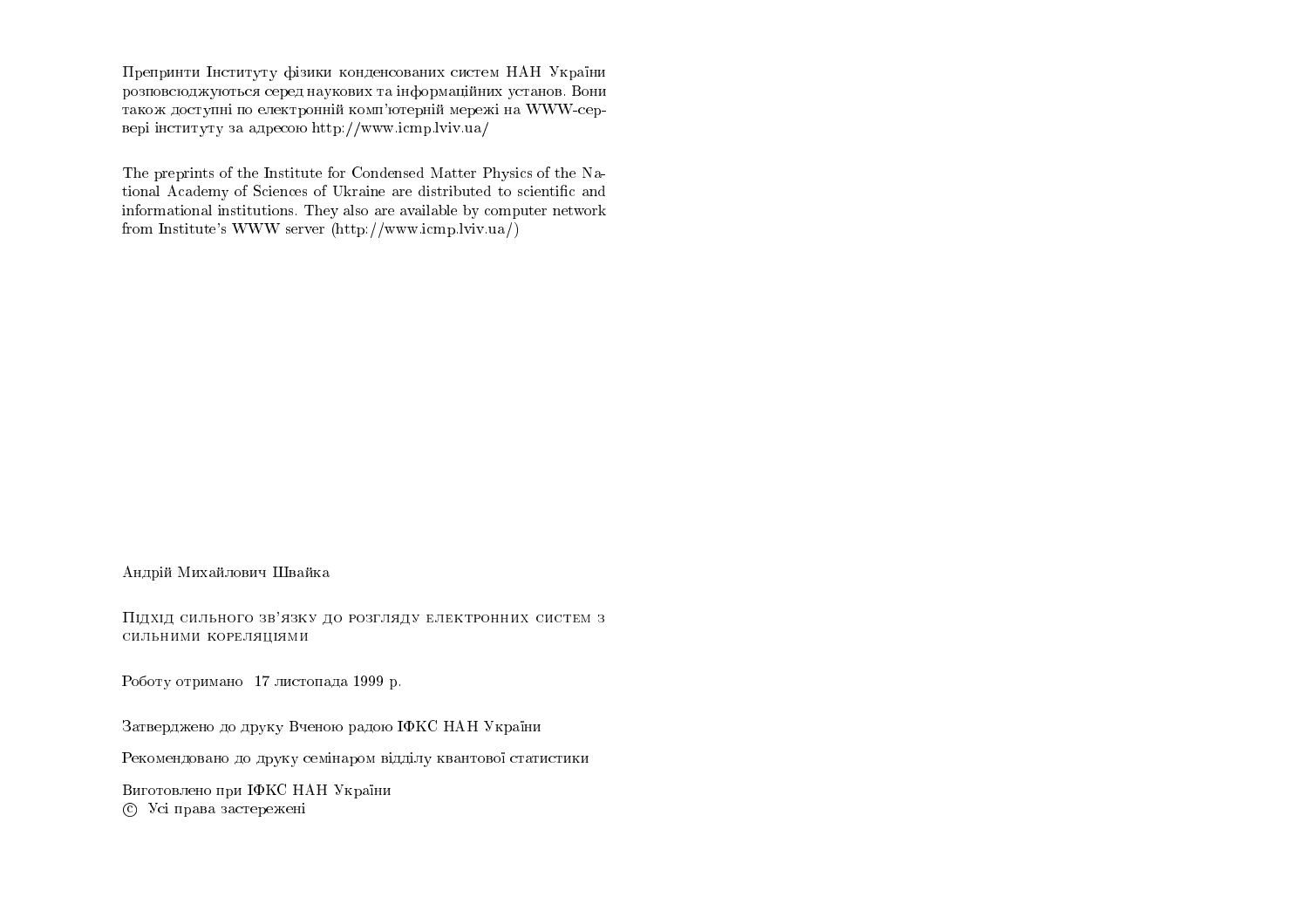Препринти Інституту фізики конденсованих систем НАН України розповсюджуються серед наукових та інформаційних установ. Вони також доступні по електронній комп'ютерній мережі на WWW-сервері інституту за адресою http://www.icmp.lviv.ua/

The preprints of the Institute for Condensed Matter Physics of the National Academy of Sciences of Ukraine are distributed to scientific and informational institutions. They also are available by computer network from Institute's WWW server (http://www.icmp.lviv.ua/)

Андрій Михайлович Швайка

Підхід сильного зв'язку до розгляду електронних систем з сильними кореляціями

Роботу отримано 17 листопада 1999 р.

Затверджено до друку Вченою радою ІФКС НАН України

Рекомендовано до друку семінаром відділу квантової статистики

Виготовлено при ІФКС НАН України

© Усі права застережені